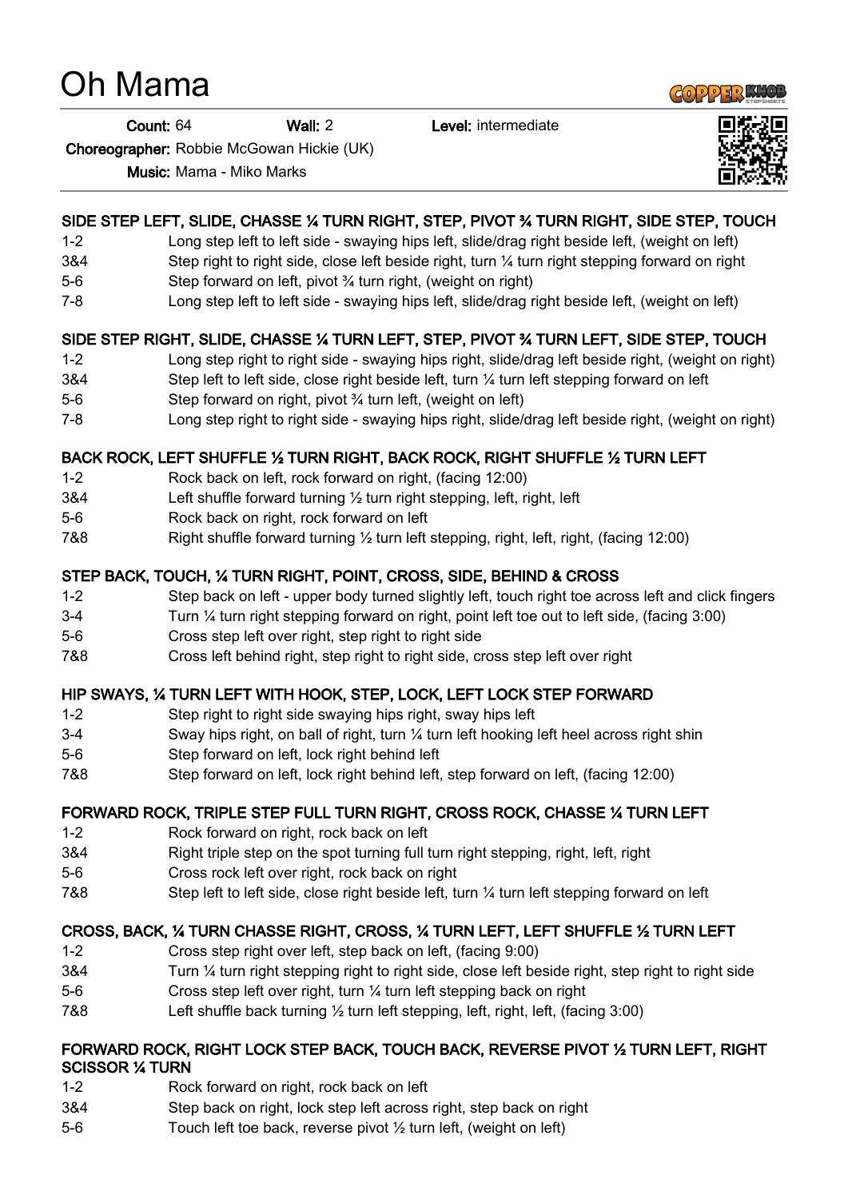# Oh Mama

**Count:** 64 **Wall:** 2 **Level:** intermediate

**Choreographer:** Robbie McGowan Hickie (UK)

**Music:** Mama - Miko Marks

### SIDE STEP LEFT, SLIDE, CHASSE ¼ TURN RIGHT, STEP, PIVOT ¾ TURN RIGHT, SIDE STEP, TOUCH

| | |
|---|---|
| 1-2 | Long step left to left side - swaying hips left, slide/drag right beside left, (weight on left) |
| 3&4 | Step right to right side, close left beside right, turn ¼ turn right stepping forward on right |
| 5-6 | Step forward on left, pivot ¾ turn right, (weight on right) |
| 7-8 | Long step left to left side - swaying hips left, slide/drag right beside left, (weight on left) |

### SIDE STEP RIGHT, SLIDE, CHASSE ¼ TURN LEFT, STEP, PIVOT ¾ TURN LEFT, SIDE STEP, TOUCH

| | |
|---|---|
| 1-2 | Long step right to right side - swaying hips right, slide/drag left beside right, (weight on right) |
| 3&4 | Step left to left side, close right beside left, turn ¼ turn left stepping forward on left |
| 5-6 | Step forward on right, pivot ¾ turn left, (weight on left) |
| 7-8 | Long step right to right side - swaying hips right, slide/drag left beside right, (weight on right) |

### BACK ROCK, LEFT SHUFFLE ½ TURN RIGHT, BACK ROCK, RIGHT SHUFFLE ½ TURN LEFT

| | |
|---|---|
| 1-2 | Rock back on left, rock forward on right, (facing 12:00) |
| 3&4 | Left shuffle forward turning ½ turn right stepping, left, right, left |
| 5-6 | Rock back on right, rock forward on left |
| 7&8 | Right shuffle forward turning ½ turn left stepping, right, left, right, (facing 12:00) |

### STEP BACK, TOUCH, ¼ TURN RIGHT, POINT, CROSS, SIDE, BEHIND & CROSS

| | |
|---|---|
| 1-2 | Step back on left - upper body turned slightly left, touch right toe across left and click fingers |
| 3-4 | Turn ¼ turn right stepping forward on right, point left toe out to left side, (facing 3:00) |
| 5-6 | Cross step left over right, step right to right side |
| 7&8 | Cross left behind right, step right to right side, cross step left over right |

### HIP SWAYS, ¼ TURN LEFT WITH HOOK, STEP, LOCK, LEFT LOCK STEP FORWARD

| | |
|---|---|
| 1-2 | Step right to right side swaying hips right, sway hips left |
| 3-4 | Sway hips right, on ball of right, turn ¼ turn left hooking left heel across right shin |
| 5-6 | Step forward on left, lock right behind left |
| 7&8 | Step forward on left, lock right behind left, step forward on left, (facing 12:00) |

### FORWARD ROCK, TRIPLE STEP FULL TURN RIGHT, CROSS ROCK, CHASSE ¼ TURN LEFT

| | |
|---|---|
| 1-2 | Rock forward on right, rock back on left |
| 3&4 | Right triple step on the spot turning full turn right stepping, right, left, right |
| 5-6 | Cross rock left over right, rock back on right |
| 7&8 | Step left to left side, close right beside left, turn ¼ turn left stepping forward on left |

### CROSS, BACK, ¼ TURN CHASSE RIGHT, CROSS, ¼ TURN LEFT, LEFT SHUFFLE ½ TURN LEFT

| | |
|---|---|
| 1-2 | Cross step right over left, step back on left, (facing 9:00) |
| 3&4 | Turn ¼ turn right stepping right to right side, close left beside right, step right to right side |
| 5-6 | Cross step left over right, turn ¼ turn left stepping back on right |
| 7&8 | Left shuffle back turning ½ turn left stepping, left, right, left, (facing 3:00) |

### FORWARD ROCK, RIGHT LOCK STEP BACK, TOUCH BACK, REVERSE PIVOT ½ TURN LEFT, RIGHT SCISSOR ¼ TURN

| | |
|---|---|
| 1-2 | Rock forward on right, rock back on left |
| 3&4 | Step back on right, lock step left across right, step back on right |
| 5-6 | Touch left toe back, reverse pivot ½ turn left, (weight on left) |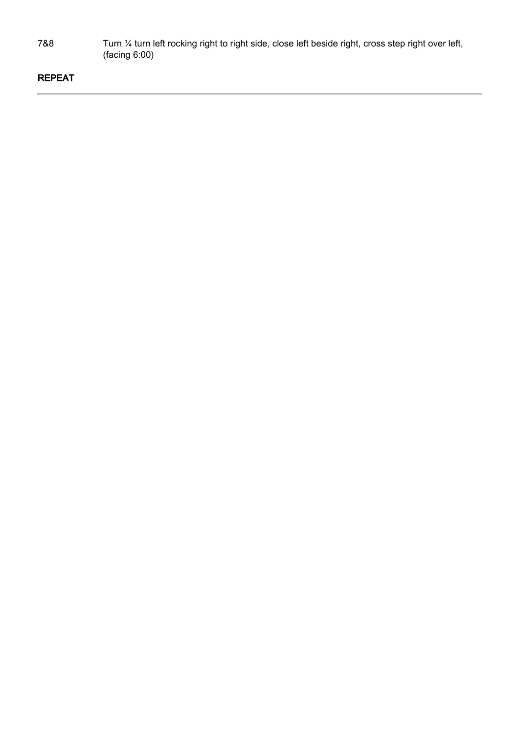| | |
|---|---|
| 7&8 | Turn ¼ turn left rocking right to right side, close left beside right, cross step right over left, (facing 6:00) |

**REPEAT**

---